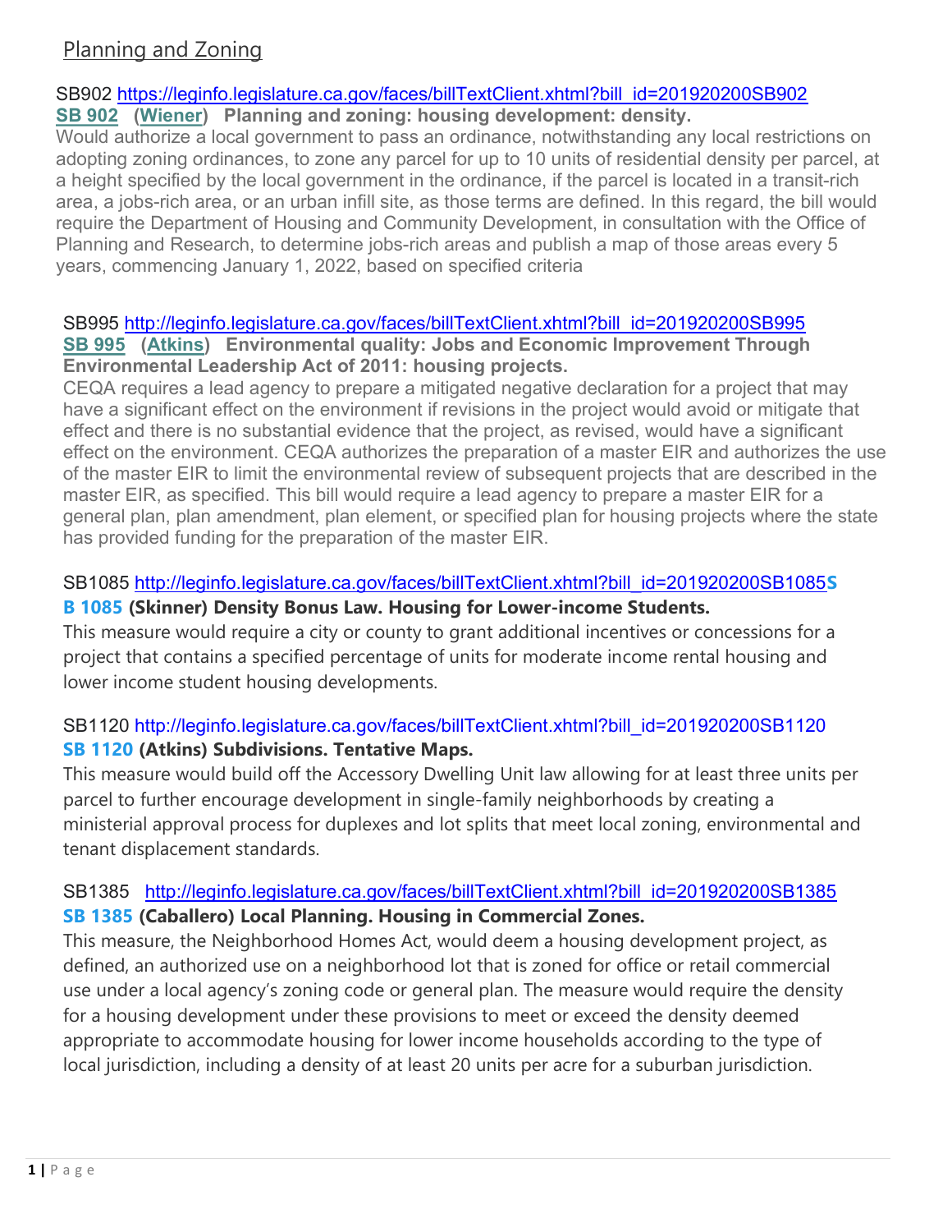## Planning and Zoning

SB902 https://leginfo.legislature.ca.gov/faces/billTextClient.xhtml?bill_id=201920200SB902

**SB 902 (Wiener) Planning and zoning: housing development: density.**

Would authorize a local government to pass an ordinance, notwithstanding any local restrictions on adopting zoning ordinances, to zone any parcel for up to 10 units of residential density per parcel, at a height specified by the local government in the ordinance, if the parcel is located in a transit-rich area, a jobs-rich area, or an urban infill site, as those terms are defined. In this regard, the bill would require the Department of Housing and Community Development, in consultation with the Office of Planning and Research, to determine jobs-rich areas and publish a map of those areas every 5 years, commencing January 1, 2022, based on specified criteria

SB995 http://leginfo.legislature.ca.gov/faces/billTextClient.xhtml?bill_id=201920200SB995

**SB 995 (Atkins) Environmental quality: Jobs and Economic Improvement Through Environmental Leadership Act of 2011: housing projects.**

CEQA requires a lead agency to prepare a mitigated negative declaration for a project that may have a significant effect on the environment if revisions in the project would avoid or mitigate that effect and there is no substantial evidence that the project, as revised, would have a significant effect on the environment. CEQA authorizes the preparation of a master EIR and authorizes the use of the master EIR to limit the environmental review of subsequent projects that are described in the master EIR, as specified. This bill would require a lead agency to prepare a master EIR for a general plan, plan amendment, plan element, or specified plan for housing projects where the state has provided funding for the preparation of the master EIR.

SB1085 http://leginfo.legislature.ca.gov/faces/billTextClient.xhtml?bill_id=201920200SB1085

**SB 1085 (Skinner) Density Bonus Law. Housing for Lower-income Students.**

This measure would require a city or county to grant additional incentives or concessions for a project that contains a specified percentage of units for moderate income rental housing and lower income student housing developments.

SB1120 http://leginfo.legislature.ca.gov/faces/billTextClient.xhtml?bill_id=201920200SB1120

**SB 1120 (Atkins) Subdivisions. Tentative Maps.**

This measure would build off the Accessory Dwelling Unit law allowing for at least three units per parcel to further encourage development in single-family neighborhoods by creating a ministerial approval process for duplexes and lot splits that meet local zoning, environmental and tenant displacement standards.

SB1385 http://leginfo.legislature.ca.gov/faces/billTextClient.xhtml?bill_id=201920200SB1385

**SB 1385 (Caballero) Local Planning. Housing in Commercial Zones.**

This measure, the Neighborhood Homes Act, would deem a housing development project, as defined, an authorized use on a neighborhood lot that is zoned for office or retail commercial use under a local agency's zoning code or general plan. The measure would require the density for a housing development under these provisions to meet or exceed the density deemed appropriate to accommodate housing for lower income households according to the type of local jurisdiction, including a density of at least 20 units per acre for a suburban jurisdiction.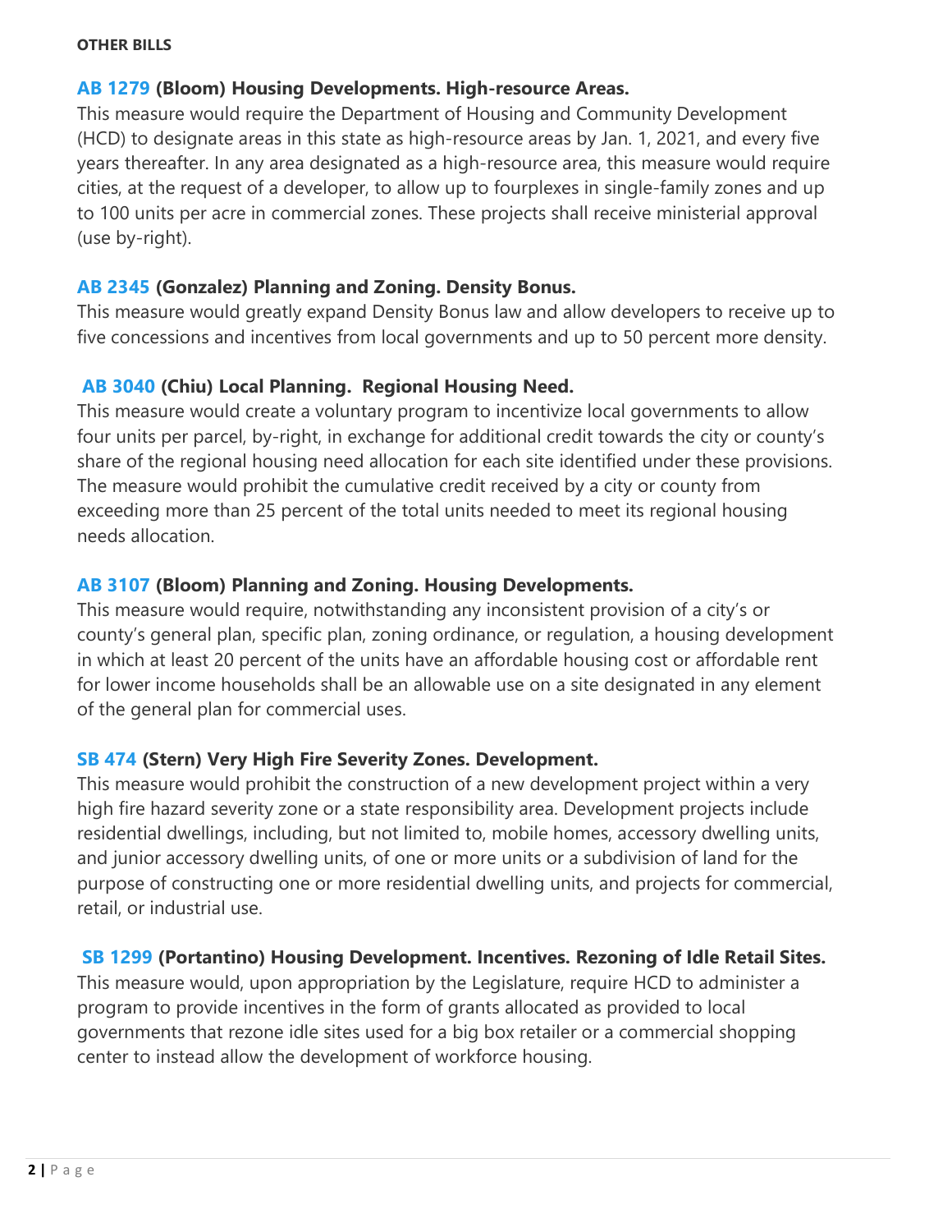**OTHER BILLS**

### AB 1279 (Bloom) Housing Developments. High-resource Areas.

This measure would require the Department of Housing and Community Development (HCD) to designate areas in this state as high-resource areas by Jan. 1, 2021, and every five years thereafter. In any area designated as a high-resource area, this measure would require cities, at the request of a developer, to allow up to fourplexes in single-family zones and up to 100 units per acre in commercial zones. These projects shall receive ministerial approval (use by-right).

### AB 2345 (Gonzalez) Planning and Zoning. Density Bonus.

This measure would greatly expand Density Bonus law and allow developers to receive up to five concessions and incentives from local governments and up to 50 percent more density.

### AB 3040 (Chiu) Local Planning. Regional Housing Need.

This measure would create a voluntary program to incentivize local governments to allow four units per parcel, by-right, in exchange for additional credit towards the city or county's share of the regional housing need allocation for each site identified under these provisions. The measure would prohibit the cumulative credit received by a city or county from exceeding more than 25 percent of the total units needed to meet its regional housing needs allocation.

### AB 3107 (Bloom) Planning and Zoning. Housing Developments.

This measure would require, notwithstanding any inconsistent provision of a city's or county's general plan, specific plan, zoning ordinance, or regulation, a housing development in which at least 20 percent of the units have an affordable housing cost or affordable rent for lower income households shall be an allowable use on a site designated in any element of the general plan for commercial uses.

### SB 474 (Stern) Very High Fire Severity Zones. Development.

This measure would prohibit the construction of a new development project within a very high fire hazard severity zone or a state responsibility area. Development projects include residential dwellings, including, but not limited to, mobile homes, accessory dwelling units, and junior accessory dwelling units, of one or more units or a subdivision of land for the purpose of constructing one or more residential dwelling units, and projects for commercial, retail, or industrial use.

### SB 1299 (Portantino) Housing Development. Incentives. Rezoning of Idle Retail Sites.

This measure would, upon appropriation by the Legislature, require HCD to administer a program to provide incentives in the form of grants allocated as provided to local governments that rezone idle sites used for a big box retailer or a commercial shopping center to instead allow the development of workforce housing.